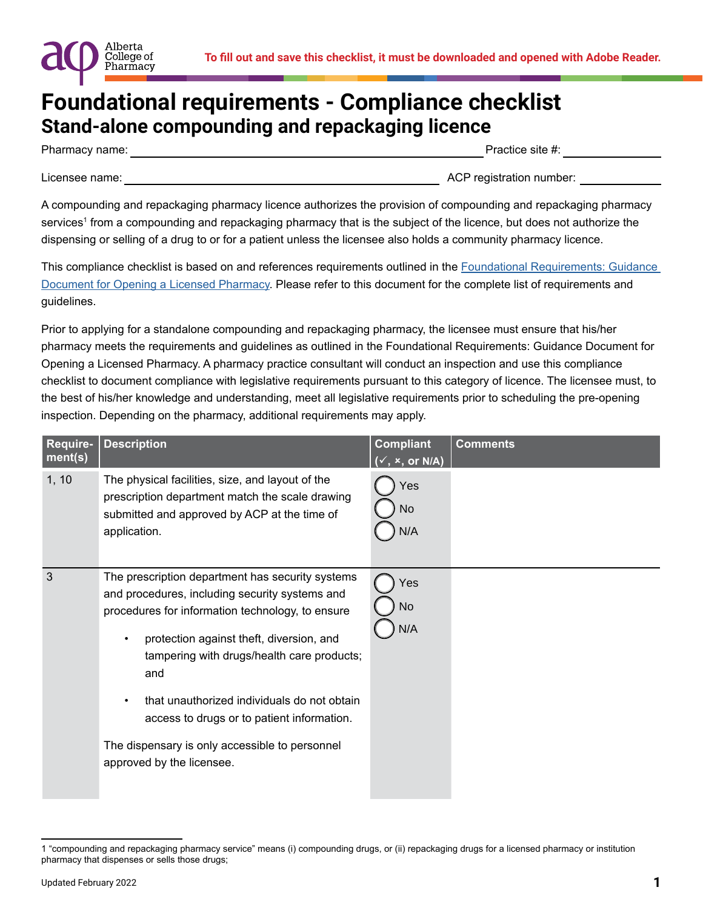Alberta College of Pharmacy

**To fill out and save this checklist, it must be downloaded and opened with Adobe Reader.**

# Foundational requirements - Compliance checklist

## Stand-alone compounding and repackaging licence

Pharmacy name: ______________________ Practice site #: ____________

Licensee name: ______________________ ACP registration number: ____________

A compounding and repackaging pharmacy licence authorizes the provision of compounding and repackaging pharmacy services[1] from a compounding and repackaging pharmacy that is the subject of the licence, but does not authorize the dispensing or selling of a drug to or for a patient unless the licensee also holds a community pharmacy licence.

This compliance checklist is based on and references requirements outlined in the [Foundational Requirements: Guidance Document for Opening a Licensed Pharmacy](). Please refer to this document for the complete list of requirements and guidelines.

Prior to applying for a standalone compounding and repackaging pharmacy, the licensee must ensure that his/her pharmacy meets the requirements and guidelines as outlined in the Foundational Requirements: Guidance Document for Opening a Licensed Pharmacy. A pharmacy practice consultant will conduct an inspection and use this compliance checklist to document compliance with legislative requirements pursuant to this category of licence. The licensee must, to the best of his/her knowledge and understanding, meet all legislative requirements prior to scheduling the pre-opening inspection. Depending on the pharmacy, additional requirements may apply.

| Requirement(s) | Description | Compliant (✓, ×, or N/A) | Comments |
|---|---|---|---|
| 1, 10 | The physical facilities, size, and layout of the prescription department match the scale drawing submitted and approved by ACP at the time of application. | ◯ Yes<br>◯ No<br>◯ N/A | |
| 3 | The prescription department has security systems and procedures, including security systems and procedures for information technology, to ensure<br>• protection against theft, diversion, and tampering with drugs/health care products; and<br>• that unauthorized individuals do not obtain access to drugs or to patient information.<br>The dispensary is only accessible to personnel approved by the licensee. | ◯ Yes<br>◯ No<br>◯ N/A | |

1 "compounding and repackaging pharmacy service" means (i) compounding drugs, or (ii) repackaging drugs for a licensed pharmacy or institution pharmacy that dispenses or sells those drugs;

Updated February 2022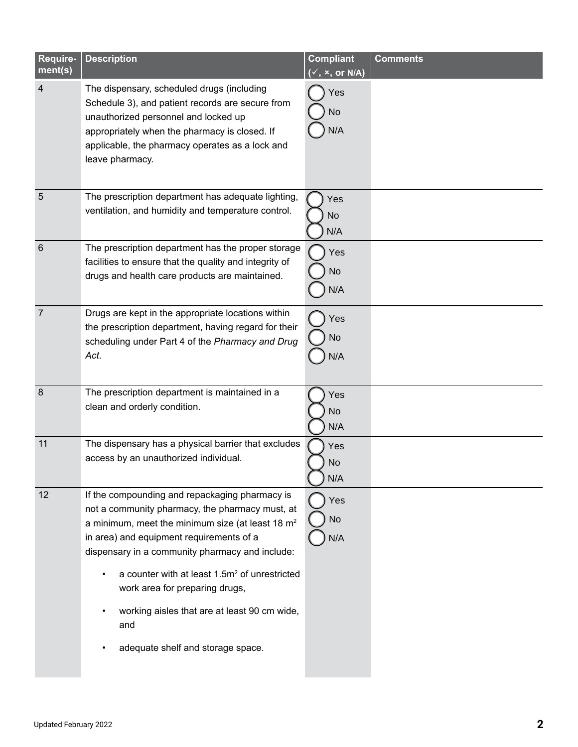| Require-ment(s) | Description | Compliant (✓, ×, or N/A) | Comments |
|---|---|---|---|
| 4 | The dispensary, scheduled drugs (including Schedule 3), and patient records are secure from unauthorized personnel and locked up appropriately when the pharmacy is closed. If applicable, the pharmacy operates as a lock and leave pharmacy. | Yes / No / N/A | |
| 5 | The prescription department has adequate lighting, ventilation, and humidity and temperature control. | Yes / No / N/A | |
| 6 | The prescription department has the proper storage facilities to ensure that the quality and integrity of drugs and health care products are maintained. | Yes / No / N/A | |
| 7 | Drugs are kept in the appropriate locations within the prescription department, having regard for their scheduling under Part 4 of the *Pharmacy and Drug Act*. | Yes / No / N/A | |
| 8 | The prescription department is maintained in a clean and orderly condition. | Yes / No / N/A | |
| 11 | The dispensary has a physical barrier that excludes access by an unauthorized individual. | Yes / No / N/A | |
| 12 | If the compounding and repackaging pharmacy is not a community pharmacy, the pharmacy must, at a minimum, meet the minimum size (at least 18 $m^2$ in area) and equipment requirements of a dispensary in a community pharmacy and include:<br>• a counter with at least 1.5$m^2$ of unrestricted work area for preparing drugs,<br>• working aisles that are at least 90 cm wide, and<br>• adequate shelf and storage space. | Yes / No / N/A | |

Updated February 2022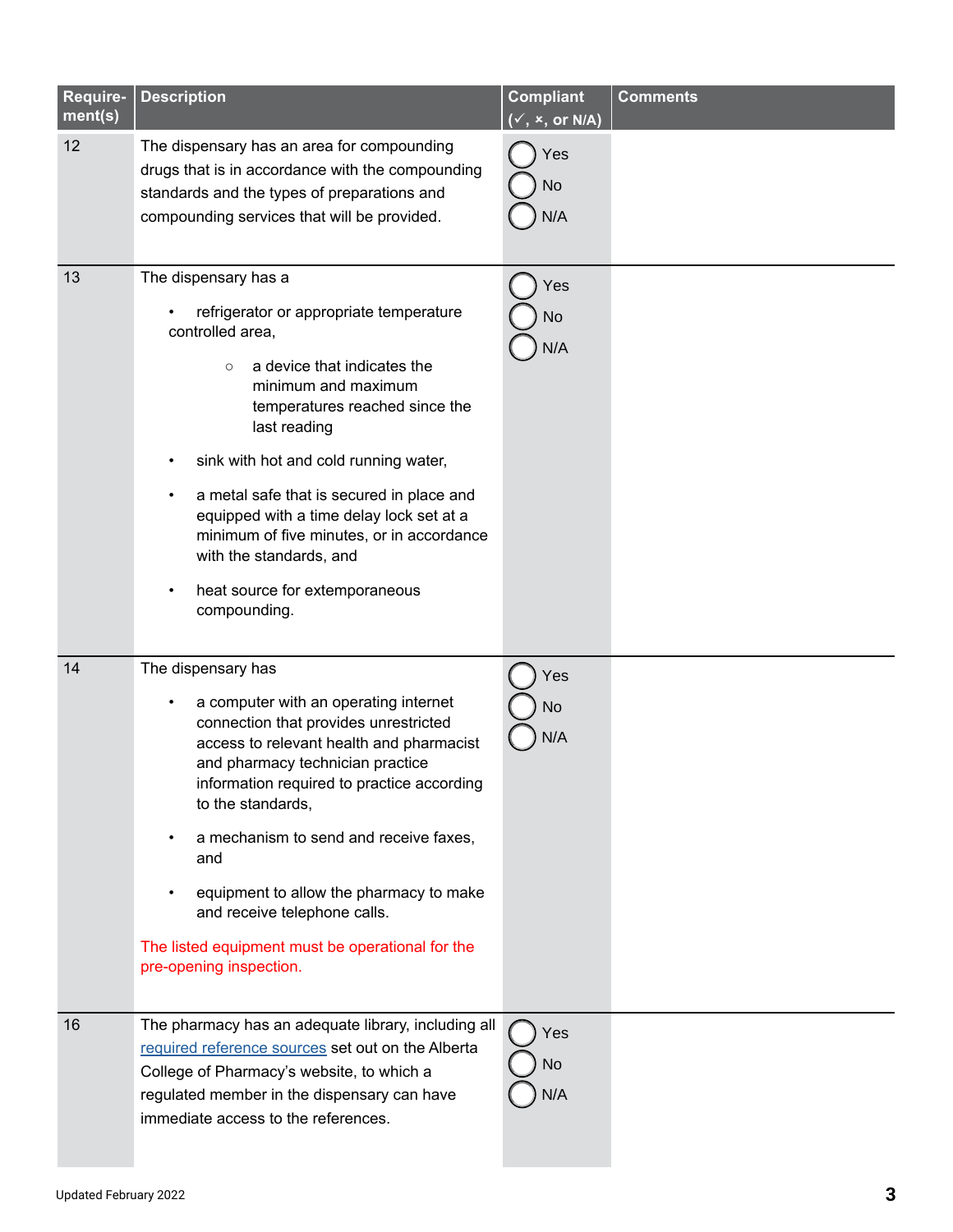| Require-ment(s) | Description | Compliant (✓, ×, or N/A) | Comments |
|---|---|---|---|
| 12 | The dispensary has an area for compounding drugs that is in accordance with the compounding standards and the types of preparations and compounding services that will be provided. | ◯ Yes<br>◯ No<br>◯ N/A | |
| 13 | The dispensary has a<br>• refrigerator or appropriate temperature controlled area,<br>  ○ a device that indicates the minimum and maximum temperatures reached since the last reading<br>• sink with hot and cold running water,<br>• a metal safe that is secured in place and equipped with a time delay lock set at a minimum of five minutes, or in accordance with the standards, and<br>• heat source for extemporaneous compounding. | ◯ Yes<br>◯ No<br>◯ N/A | |
| 14 | The dispensary has<br>• a computer with an operating internet connection that provides unrestricted access to relevant health and pharmacist and pharmacy technician practice information required to practice according to the standards,<br>• a mechanism to send and receive faxes, and<br>• equipment to allow the pharmacy to make and receive telephone calls.<br>The listed equipment must be operational for the pre-opening inspection. | ◯ Yes<br>◯ No<br>◯ N/A | |
| 16 | The pharmacy has an adequate library, including all required reference sources set out on the Alberta College of Pharmacy's website, to which a regulated member in the dispensary can have immediate access to the references. | ◯ Yes<br>◯ No<br>◯ N/A | |

Updated February 2022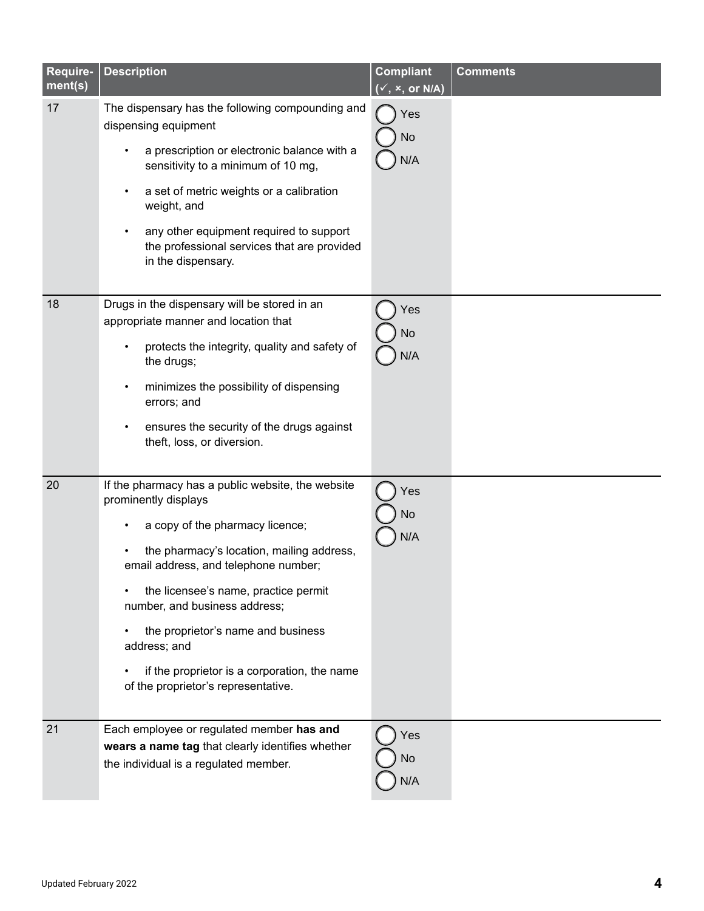| Requirement(s) | Description | Compliant (✓, ×, or N/A) | Comments |
|---|---|---|---|
| 17 | The dispensary has the following compounding and dispensing equipment<br>• a prescription or electronic balance with a sensitivity to a minimum of 10 mg,<br>• a set of metric weights or a calibration weight, and<br>• any other equipment required to support the professional services that are provided in the dispensary. | ◯ Yes<br>◯ No<br>◯ N/A | |
| 18 | Drugs in the dispensary will be stored in an appropriate manner and location that<br>• protects the integrity, quality and safety of the drugs;<br>• minimizes the possibility of dispensing errors; and<br>• ensures the security of the drugs against theft, loss, or diversion. | ◯ Yes<br>◯ No<br>◯ N/A | |
| 20 | If the pharmacy has a public website, the website prominently displays<br>• a copy of the pharmacy licence;<br>• the pharmacy's location, mailing address, email address, and telephone number;<br>• the licensee's name, practice permit number, and business address;<br>• the proprietor's name and business address; and<br>• if the proprietor is a corporation, the name of the proprietor's representative. | ◯ Yes<br>◯ No<br>◯ N/A | |
| 21 | Each employee or regulated member **has and wears a name tag** that clearly identifies whether the individual is a regulated member. | ◯ Yes<br>◯ No<br>◯ N/A | |

Updated February 2022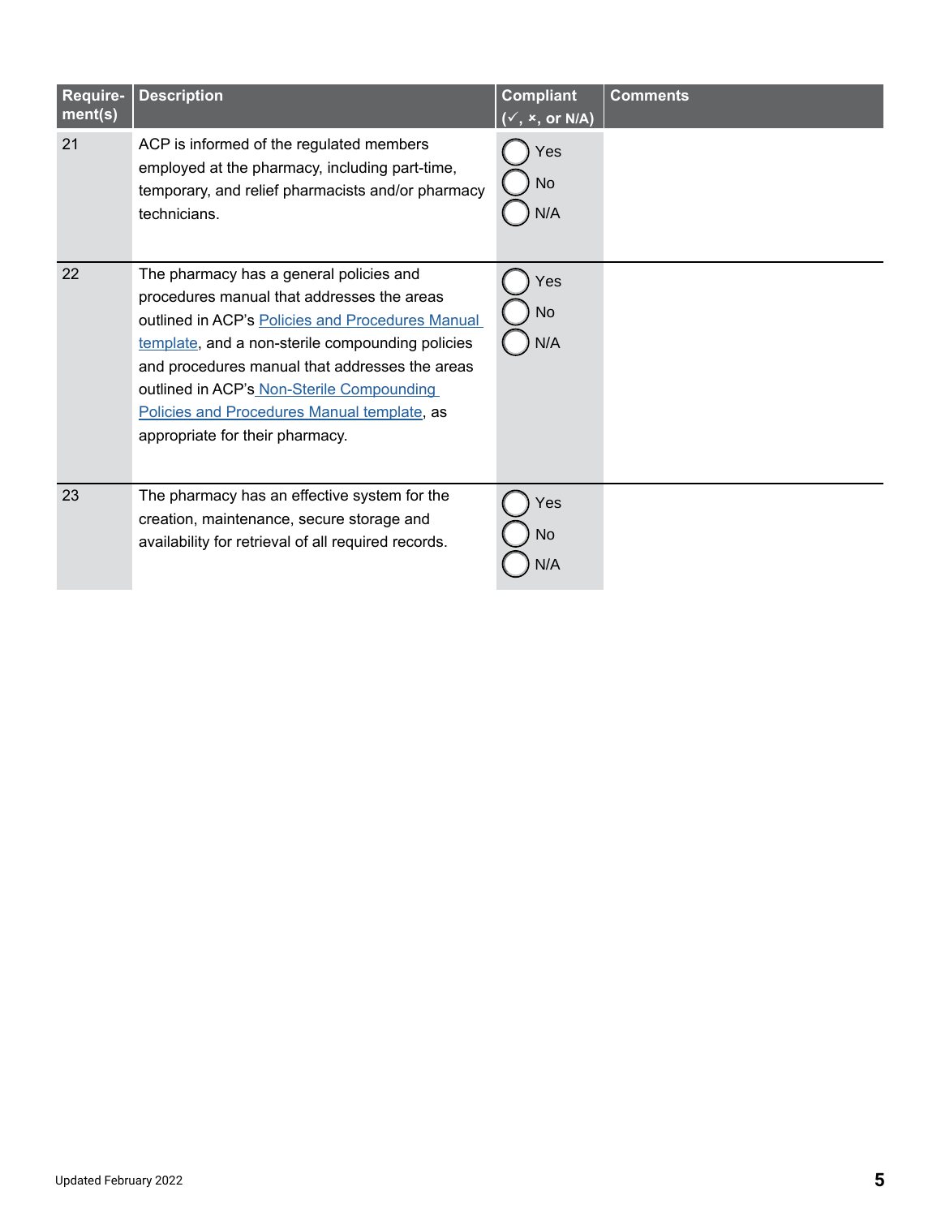| Requirement(s) | Description | Compliant (✓, ×, or N/A) | Comments |
|---|---|---|---|
| 21 | ACP is informed of the regulated members employed at the pharmacy, including part-time, temporary, and relief pharmacists and/or pharmacy technicians. | Yes / No / N/A | |
| 22 | The pharmacy has a general policies and procedures manual that addresses the areas outlined in ACP's Policies and Procedures Manual template, and a non-sterile compounding policies and procedures manual that addresses the areas outlined in ACP's Non-Sterile Compounding Policies and Procedures Manual template, as appropriate for their pharmacy. | Yes / No / N/A | |
| 23 | The pharmacy has an effective system for the creation, maintenance, secure storage and availability for retrieval of all required records. | Yes / No / N/A | |

Updated February 2022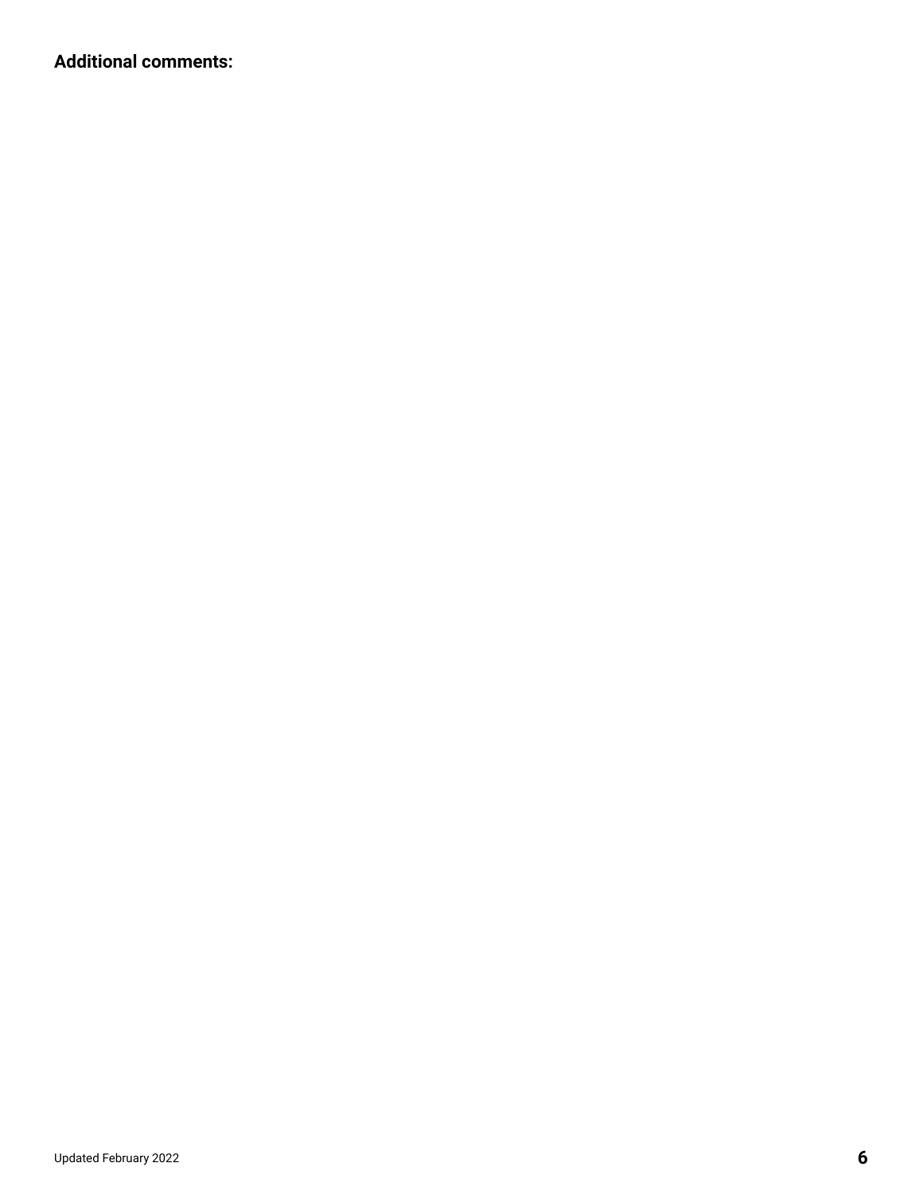**Additional comments:**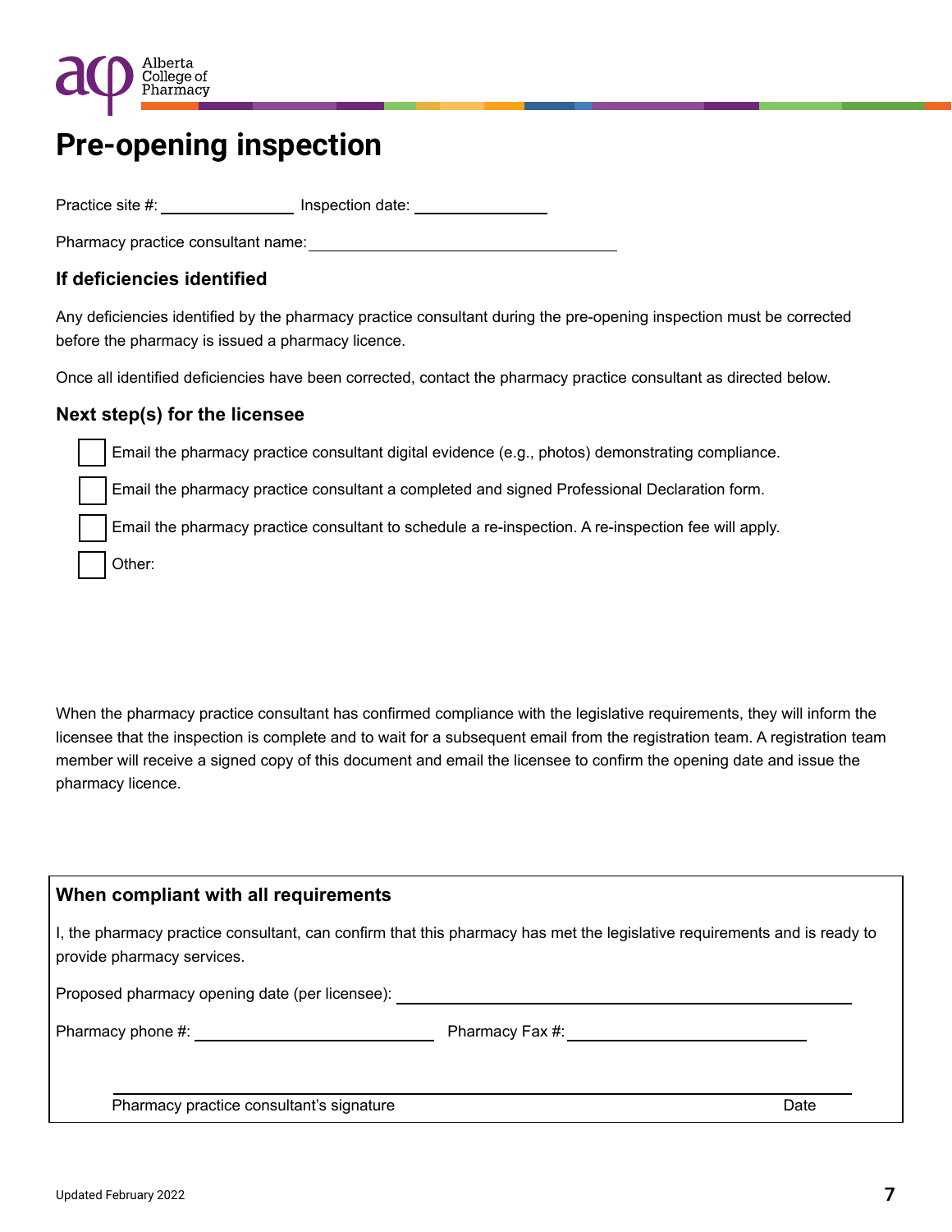# Pre-opening inspection

Practice site #: ______________ Inspection date: ______________

Pharmacy practice consultant name: ________________________________

## If deficiencies identified

Any deficiencies identified by the pharmacy practice consultant during the pre-opening inspection must be corrected before the pharmacy is issued a pharmacy licence.

Once all identified deficiencies have been corrected, contact the pharmacy practice consultant as directed below.

## Next step(s) for the licensee

- ☐ Email the pharmacy practice consultant digital evidence (e.g., photos) demonstrating compliance.
- ☐ Email the pharmacy practice consultant a completed and signed Professional Declaration form.
- ☐ Email the pharmacy practice consultant to schedule a re-inspection. A re-inspection fee will apply.
- ☐ Other:

When the pharmacy practice consultant has confirmed compliance with the legislative requirements, they will inform the licensee that the inspection is complete and to wait for a subsequent email from the registration team. A registration team member will receive a signed copy of this document and email the licensee to confirm the opening date and issue the pharmacy licence.

## When compliant with all requirements

I, the pharmacy practice consultant, can confirm that this pharmacy has met the legislative requirements and is ready to provide pharmacy services.

Proposed pharmacy opening date (per licensee): ________________________________

Pharmacy phone #: ______________ Pharmacy Fax #: ______________

________________________________________________

Pharmacy practice consultant's signature Date

Updated February 2022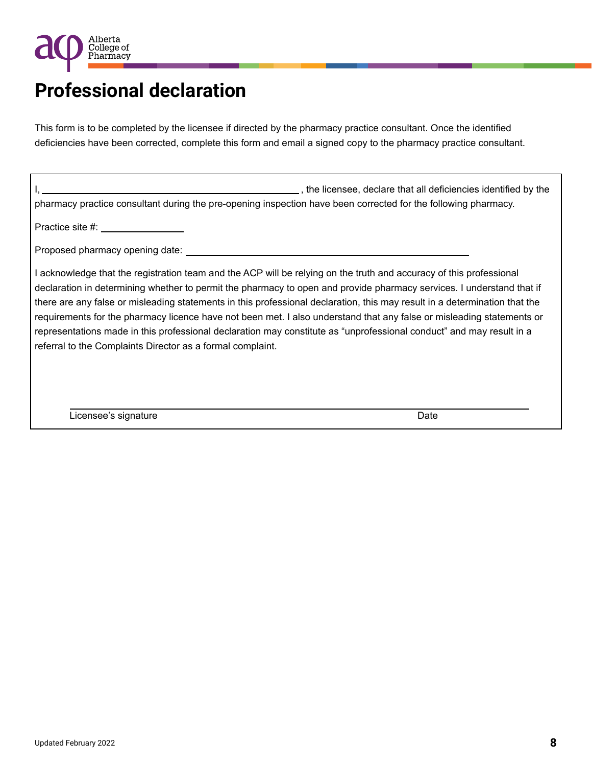# Professional declaration

This form is to be completed by the licensee if directed by the pharmacy practice consultant. Once the identified deficiencies have been corrected, complete this form and email a signed copy to the pharmacy practice consultant.

I, ______________________________________________, the licensee, declare that all deficiencies identified by the pharmacy practice consultant during the pre-opening inspection have been corrected for the following pharmacy.

Practice site #: _______________

Proposed pharmacy opening date: ______________________________________________

I acknowledge that the registration team and the ACP will be relying on the truth and accuracy of this professional declaration in determining whether to permit the pharmacy to open and provide pharmacy services. I understand that if there are any false or misleading statements in this professional declaration, this may result in a determination that the requirements for the pharmacy licence have not been met. I also understand that any false or misleading statements or representations made in this professional declaration may constitute as "unprofessional conduct" and may result in a referral to the Complaints Director as a formal complaint.

______________________________________________________________________

Licensee's signature                                                                 Date

Updated February 2022